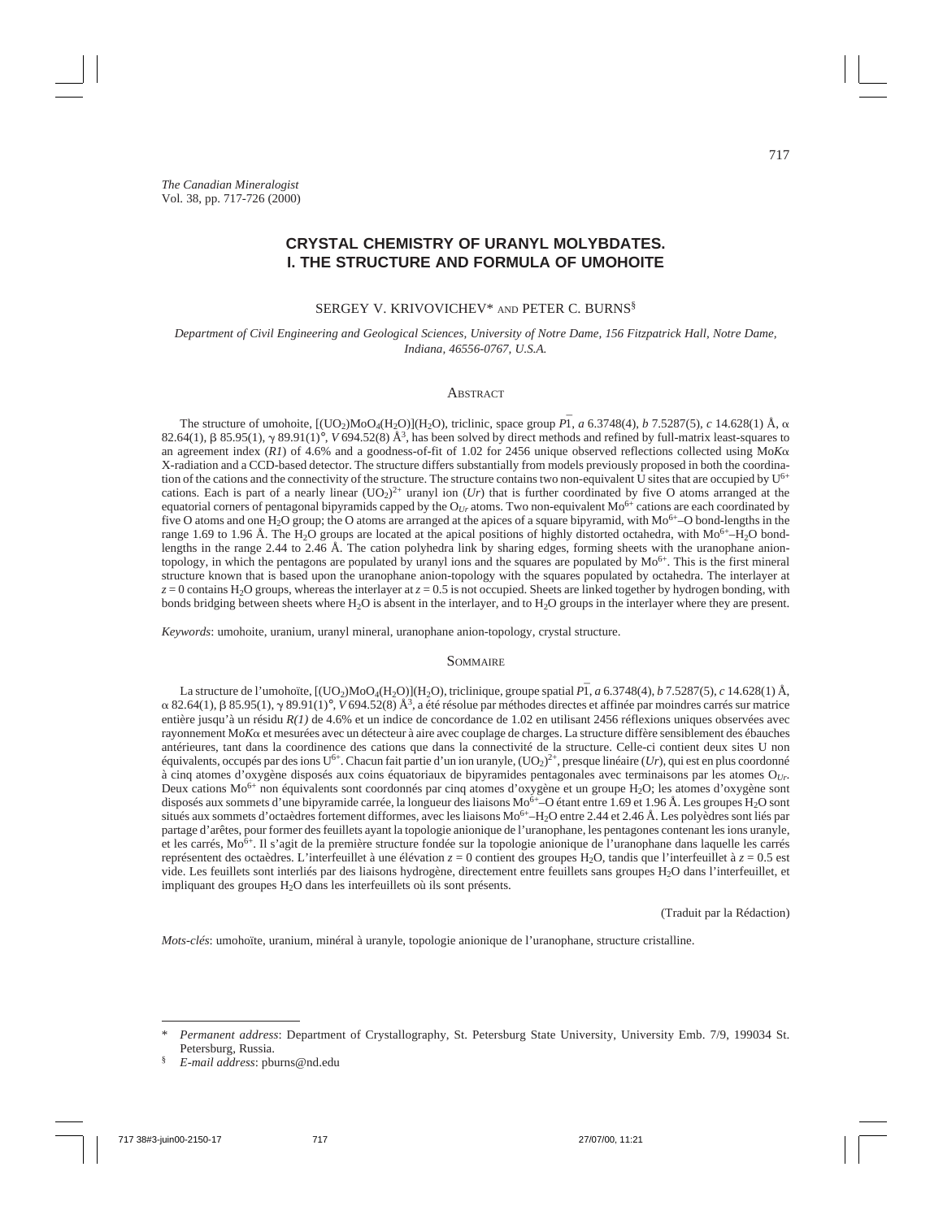*The Canadian Mineralogist*
Vol. 38, pp. 717-726 (2000)

# CRYSTAL CHEMISTRY OF URANYL MOLYBDATES. I. THE STRUCTURE AND FORMULA OF UMOHOITE

SERGEY V. KRIVOVICHEV* AND PETER C. BURNS§

*Department of Civil Engineering and Geological Sciences, University of Notre Dame, 156 Fitzpatrick Hall, Notre Dame, Indiana, 46556-0767, U.S.A.*

## Abstract

The structure of umohoite, $[(UO_2)MoO_4(H_2O)](H_2O)$, triclinic, space group $P\bar{1}$, *a* 6.3748(4), *b* 7.5287(5), *c* 14.628(1) Å, α 82.64(1), β 85.95(1), γ 89.91(1)°, *V* 694.52(8) Å$^3$, has been solved by direct methods and refined by full-matrix least-squares to an agreement index (*R1*) of 4.6% and a goodness-of-fit of 1.02 for 2456 unique observed reflections collected using Mo*K*α X-radiation and a CCD-based detector. The structure differs substantially from models previously proposed in both the coordination of the cations and the connectivity of the structure. The structure contains two non-equivalent U sites that are occupied by $U^{6+}$ cations. Each is part of a nearly linear $(UO_2)^{2+}$ uranyl ion (*Ur*) that is further coordinated by five O atoms arranged at the equatorial corners of pentagonal bipyramids capped by the $O_{Ur}$ atoms. Two non-equivalent $Mo^{6+}$ cations are each coordinated by five O atoms and one $H_2O$ group; the O atoms are arranged at the apices of a square bipyramid, with $Mo^{6+}$–O bond-lengths in the range 1.69 to 1.96 Å. The $H_2O$ groups are located at the apical positions of highly distorted octahedra, with $Mo^{6+}$–$H_2O$ bond-lengths in the range 2.44 to 2.46 Å. The cation polyhedra link by sharing edges, forming sheets with the uranophane anion-topology, in which the pentagons are populated by uranyl ions and the squares are populated by $Mo^{6+}$. This is the first mineral structure known that is based upon the uranophane anion-topology with the squares populated by octahedra. The interlayer at $z = 0$ contains $H_2O$ groups, whereas the interlayer at $z = 0.5$ is not occupied. Sheets are linked together by hydrogen bonding, with bonds bridging between sheets where $H_2O$ is absent in the interlayer, and to $H_2O$ groups in the interlayer where they are present.

*Keywords*: umohoite, uranium, uranyl mineral, uranophane anion-topology, crystal structure.

## Sommaire

La structure de l'umohoïte, $[(UO_2)MoO_4(H_2O)](H_2O)$, triclinique, groupe spatial $P\bar{1}$, *a* 6.3748(4), *b* 7.5287(5), *c* 14.628(1) Å, α 82.64(1), β 85.95(1), γ 89.91(1)°, *V* 694.52(8) Å$^3$, a été résolue par méthodes directes et affinée par moindres carrés sur matrice entière jusqu'à un résidu *R(1)* de 4.6% et un indice de concordance de 1.02 en utilisant 2456 réflexions uniques observées avec rayonnement Mo*K*α et mesurées avec un détecteur à aire avec couplage de charges. La structure diffère sensiblement des ébauches antérieures, tant dans la coordinence des cations que dans la connectivité de la structure. Celle-ci contient deux sites U non équivalents, occupés par des ions $U^{6+}$. Chacun fait partie d'un ion uranyle, $(UO_2)^{2+}$, presque linéaire (*Ur*), qui est en plus coordonné à cinq atomes d'oxygène disposés aux coins équatoriaux de bipyramides pentagonales avec terminaisons par les atomes $O_{Ur}$. Deux cations $Mo^{6+}$ non équivalents sont coordonnés par cinq atomes d'oxygène et un groupe $H_2O$; les atomes d'oxygène sont disposés aux sommets d'une bipyramide carrée, la longueur des liaisons $Mo^{6+}$–O étant entre 1.69 et 1.96 Å. Les groupes $H_2O$ sont situés aux sommets d'octaèdres fortement difformes, avec les liaisons $Mo^{6+}$–$H_2O$ entre 2.44 et 2.46 Å. Les polyèdres sont liés par partage d'arêtes, pour former des feuillets ayant la topologie anionique de l'uranophane, les pentagones contenant les ions uranyle, et les carrés, $Mo^{6+}$. Il s'agit de la première structure fondée sur la topologie anionique de l'uranophane dans laquelle les carrés représentent des octaèdres. L'interfeuillet à une élévation $z = 0$ contient des groupes $H_2O$, tandis que l'interfeuillet à $z = 0.5$ est vide. Les feuillets sont interliés par des liaisons hydrogène, directement entre feuillets sans groupes $H_2O$ dans l'interfeuillet, et impliquant des groupes $H_2O$ dans les interfeuillets où ils sont présents.

(Traduit par la Rédaction)

*Mots-clés*: umohoïte, uranium, minéral à uranyle, topologie anionique de l'uranophane, structure cristalline.

---

\* *Permanent address*: Department of Crystallography, St. Petersburg State University, University Emb. 7/9, 199034 St. Petersburg, Russia.

§ *E-mail address*: pburns@nd.edu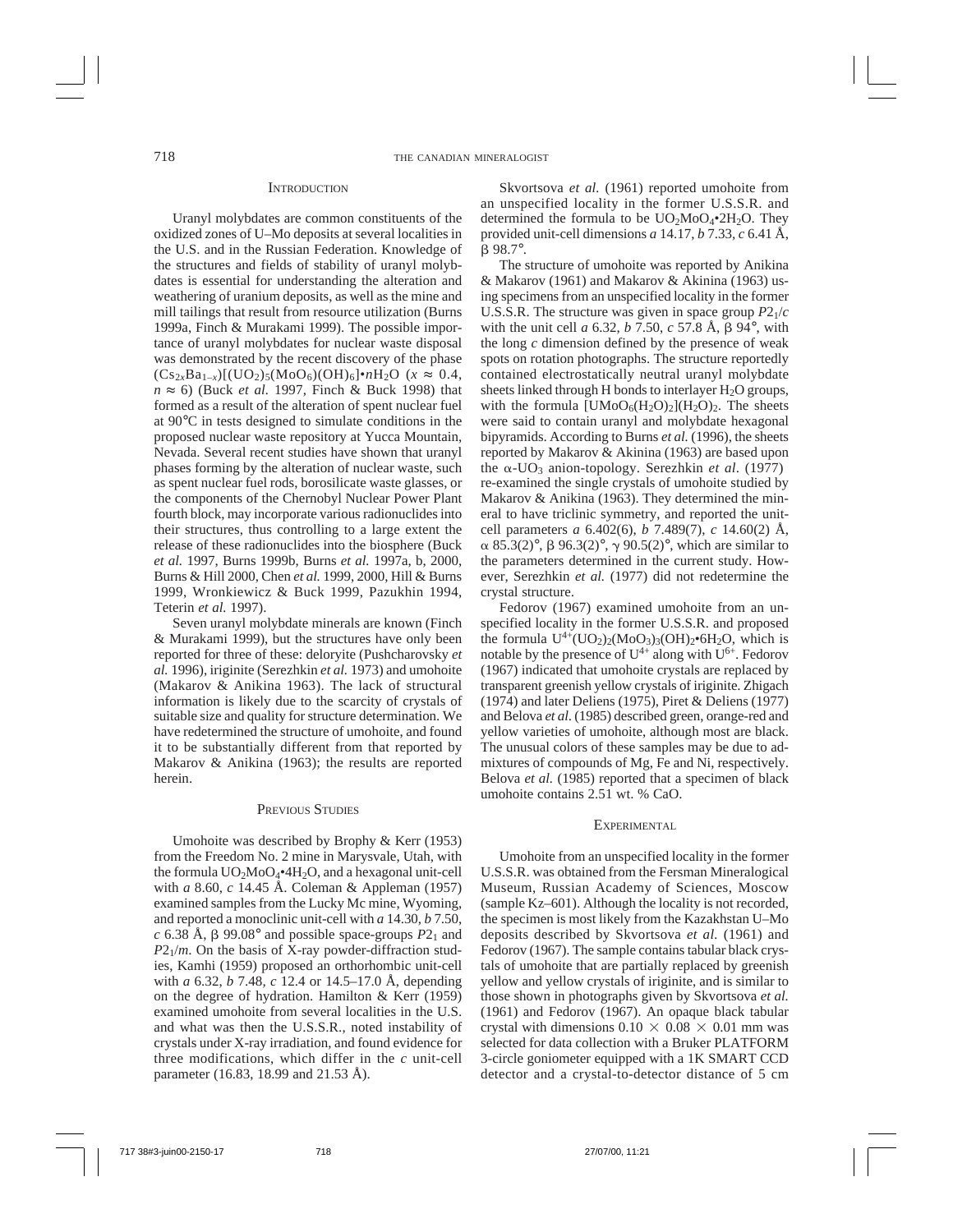## INTRODUCTION

Uranyl molybdates are common constituents of the oxidized zones of U–Mo deposits at several localities in the U.S. and in the Russian Federation. Knowledge of the structures and fields of stability of uranyl molybdates is essential for understanding the alteration and weathering of uranium deposits, as well as the mine and mill tailings that result from resource utilization (Burns 1999a, Finch & Murakami 1999). The possible importance of uranyl molybdates for nuclear waste disposal was demonstrated by the recent discovery of the phase $(Cs_{2x}Ba_{1–x})[(UO_2)_5(MoO_6)(OH)_6]•nH_2O$ ($x \approx 0.4$, $n \approx 6$) (Buck *et al.* 1997, Finch & Buck 1998) that formed as a result of the alteration of spent nuclear fuel at 90°C in tests designed to simulate conditions in the proposed nuclear waste repository at Yucca Mountain, Nevada. Several recent studies have shown that uranyl phases forming by the alteration of nuclear waste, such as spent nuclear fuel rods, borosilicate waste glasses, or the components of the Chernobyl Nuclear Power Plant fourth block, may incorporate various radionuclides into their structures, thus controlling to a large extent the release of these radionuclides into the biosphere (Buck *et al.* 1997, Burns 1999b, Burns *et al.* 1997a, b, 2000, Burns & Hill 2000, Chen *et al.* 1999, 2000, Hill & Burns 1999, Wronkiewicz & Buck 1999, Pazukhin 1994, Teterin *et al.* 1997).

Seven uranyl molybdate minerals are known (Finch & Murakami 1999), but the structures have only been reported for three of these: deloryite (Pushcharovsky *et al.* 1996), iriginite (Serezhkin *et al.* 1973) and umohoite (Makarov & Anikina 1963). The lack of structural information is likely due to the scarcity of crystals of suitable size and quality for structure determination. We have redetermined the structure of umohoite, and found it to be substantially different from that reported by Makarov & Anikina (1963); the results are reported herein.

## PREVIOUS STUDIES

Umohoite was described by Brophy & Kerr (1953) from the Freedom No. 2 mine in Marysvale, Utah, with the formula $UO_2MoO_4•4H_2O$, and a hexagonal unit-cell with *a* 8.60, *c* 14.45 Å. Coleman & Appleman (1957) examined samples from the Lucky Mc mine, Wyoming, and reported a monoclinic unit-cell with *a* 14.30, *b* 7.50, *c* 6.38 Å, β 99.08° and possible space-groups $P2_1$ and $P2_1/m$. On the basis of X-ray powder-diffraction studies, Kamhi (1959) proposed an orthorhombic unit-cell with *a* 6.32, *b* 7.48, *c* 12.4 or 14.5–17.0 Å, depending on the degree of hydration. Hamilton & Kerr (1959) examined umohoite from several localities in the U.S. and what was then the U.S.S.R., noted instability of crystals under X-ray irradiation, and found evidence for three modifications, which differ in the *c* unit-cell parameter (16.83, 18.99 and 21.53 Å).

Skvortsova *et al.* (1961) reported umohoite from an unspecified locality in the former U.S.S.R. and determined the formula to be $UO_2MoO_4•2H_2O$. They provided unit-cell dimensions *a* 14.17, *b* 7.33, *c* 6.41 Å, β 98.7°.

The structure of umohoite was reported by Anikina & Makarov (1961) and Makarov & Akinina (1963) using specimens from an unspecified locality in the former U.S.S.R. The structure was given in space group $P2_1/c$ with the unit cell *a* 6.32, *b* 7.50, *c* 57.8 Å, β 94°, with the long *c* dimension defined by the presence of weak spots on rotation photographs. The structure reportedly contained electrostatically neutral uranyl molybdate sheets linked through H bonds to interlayer $H_2O$ groups, with the formula $[UMoO_6(H_2O)_2](H_2O)_2$. The sheets were said to contain uranyl and molybdate hexagonal bipyramids. According to Burns *et al.* (1996), the sheets reported by Makarov & Akinina (1963) are based upon the α-$UO_3$ anion-topology. Serezhkin *et al.* (1977) re-examined the single crystals of umohoite studied by Makarov & Anikina (1963). They determined the mineral to have triclinic symmetry, and reported the unit-cell parameters *a* 6.402(6), *b* 7.489(7), *c* 14.60(2) Å, α 85.3(2)°, β 96.3(2)°, γ 90.5(2)°, which are similar to the parameters determined in the current study. However, Serezhkin *et al.* (1977) did not redetermine the crystal structure.

Fedorov (1967) examined umohoite from an unspecified locality in the former U.S.S.R. and proposed the formula $U^{4+}(UO_2)_2(MoO_3)_3(OH)_2•6H_2O$, which is notable by the presence of $U^{4+}$ along with $U^{6+}$. Fedorov (1967) indicated that umohoite crystals are replaced by transparent greenish yellow crystals of iriginite. Zhigach (1974) and later Deliens (1975), Piret & Deliens (1977) and Belova *et al.* (1985) described green, orange-red and yellow varieties of umohoite, although most are black. The unusual colors of these samples may be due to admixtures of compounds of Mg, Fe and Ni, respectively. Belova *et al.* (1985) reported that a specimen of black umohoite contains 2.51 wt. % CaO.

## EXPERIMENTAL

Umohoite from an unspecified locality in the former U.S.S.R. was obtained from the Fersman Mineralogical Museum, Russian Academy of Sciences, Moscow (sample Kz–601). Although the locality is not recorded, the specimen is most likely from the Kazakhstan U–Mo deposits described by Skvortsova *et al.* (1961) and Fedorov (1967). The sample contains tabular black crystals of umohoite that are partially replaced by greenish yellow and yellow crystals of iriginite, and is similar to those shown in photographs given by Skvortsova *et al.* (1961) and Fedorov (1967). An opaque black tabular crystal with dimensions 0.10 × 0.08 × 0.01 mm was selected for data collection with a Bruker PLATFORM 3-circle goniometer equipped with a 1K SMART CCD detector and a crystal-to-detector distance of 5 cm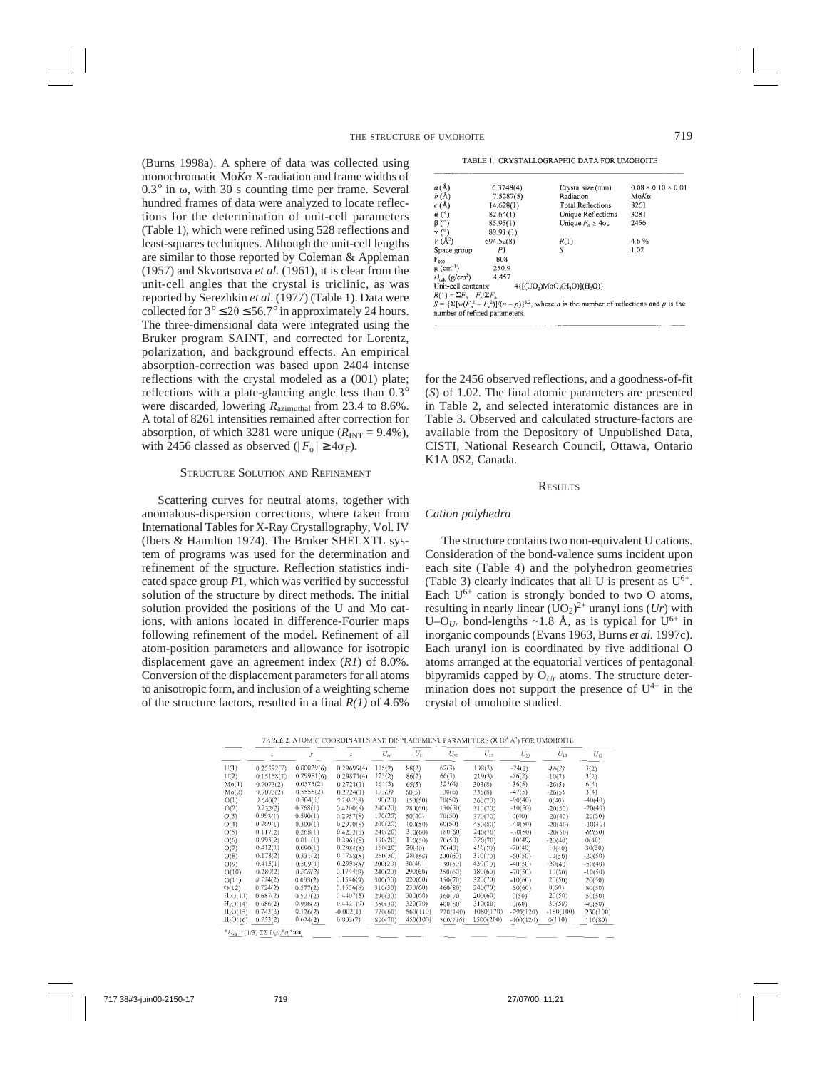(Burns 1998a). A sphere of data was collected using monochromatic Mo$K\alpha$ X-radiation and frame widths of 0.3° in ω, with 30 s counting time per frame. Several hundred frames of data were analyzed to locate reflections for the determination of unit-cell parameters (Table 1), which were refined using 528 reflections and least-squares techniques. Although the unit-cell lengths are similar to those reported by Coleman & Appleman (1957) and Skvortsova *et al.* (1961), it is clear from the unit-cell angles that the crystal is triclinic, as was reported by Serezhkin *et al.* (1977) (Table 1). Data were collected for 3° ≤ 2θ ≤ 56.7° in approximately 24 hours. The three-dimensional data were integrated using the Bruker program SAINT, and corrected for Lorentz, polarization, and background effects. An empirical absorption-correction was based upon 2404 intense reflections with the crystal modeled as a (001) plate; reflections with a plate-glancing angle less than 0.3° were discarded, lowering $R_{azimuthal}$ from 23.4 to 8.6%. A total of 8261 intensities remained after correction for absorption, of which 3281 were unique ($R_{INT}$ = 9.4%), with 2456 classed as observed ($|F_o| \geq 4\sigma_F$).

## Structure Solution and Refinement

Scattering curves for neutral atoms, together with anomalous-dispersion corrections, where taken from International Tables for X-Ray Crystallography, Vol. IV (Ibers & Hamilton 1974). The Bruker SHELXTL system of programs was used for the determination and refinement of the structure. Reflection statistics indicated space group *P*1, which was verified by successful solution of the structure by direct methods. The initial solution provided the positions of the U and Mo cations, with anions located in difference-Fourier maps following refinement of the model. Refinement of all atom-position parameters and allowance for isotropic displacement gave an agreement index (*R1*) of 8.0%. Conversion of the displacement parameters for all atoms to anisotropic form, and inclusion of a weighting scheme of the structure factors, resulted in a final *R(1)* of 4.6% for the 2456 observed reflections, and a goodness-of-fit (*S*) of 1.02. The final atomic parameters are presented in Table 2, and selected interatomic distances are in Table 3. Observed and calculated structure-factors are available from the Depository of Unpublished Data, CISTI, National Research Council, Ottawa, Ontario K1A 0S2, Canada.

TABLE 1. CRYSTALLOGRAPHIC DATA FOR UMOHOITE

| | | | |
|---|---|---|---|
| *a* (Å) | 6.3748(4) | Crystal size (mm) | 0.08 × 0.10 × 0.01 |
| *b* (Å) | 7.5287(5) | Radiation | Mo$K\alpha$ |
| *c* (Å) | 14.628(1) | Total Reflections | 8261 |
| α (°) | 82.64(1) | Unique Reflections | 3281 |
| β (°) | 85.95(1) | Unique $F_o \geq 4\sigma_F$ | 2456 |
| γ (°) | 89.91(1) | | |
| *V* (Å$^3$) | 694.52(8) | *R*(1) | 4.6 % |
| Space group | $P\bar{1}$ | *S* | 1.02 |
| $F_{000}$ | 808 | | |
| μ (cm$^{-1}$) | 250.9 | | |
| $D_{calc}$ (g/cm$^3$) | 4.457 | | |
| Unit-cell contents: | 4{[($UO_2$)$MoO_4$($H_2O$)]($H_2O$)} | | |

$R(1) = \Sigma|F_o| - |F_c|/\Sigma|F_o|$

$S = \{\Sigma[w(F_o^2 - F_c^2)]/(n - p)\}^{1/2}$, where *n* is the number of reflections and *p* is the number of refined parameters.

## Results

### *Cation polyhedra*

The structure contains two non-equivalent U cations. Consideration of the bond-valence sums incident upon each site (Table 4) and the polyhedron geometries (Table 3) clearly indicates that all U is present as $U^{6+}$. Each $U^{6+}$ cation is strongly bonded to two O atoms, resulting in nearly linear $(UO_2)^{2+}$ uranyl ions (*Ur*) with U–$O_{Ur}$ bond-lengths ~1.8 Å, as is typical for $U^{6+}$ in inorganic compounds (Evans 1963, Burns *et al.* 1997c). Each uranyl ion is coordinated by five additional O atoms arranged at the equatorial vertices of pentagonal bipyramids capped by $O_{Ur}$ atoms. The structure determination does not support the presence of $U^{4+}$ in the crystal of umohoite studied.

TABLE 2. ATOMIC COORDINATES AND DISPLACEMENT PARAMETERS (× 10$^4$ Å$^2$) FOR UMOHOITE

| | *x* | *y* | *z* | $U_{eq}$* | $U_{11}$ | $U_{22}$ | $U_{33}$ | $U_{23}$ | $U_{13}$ | $U_{12}$ |
|---|---|---|---|---|---|---|---|---|---|---|
| U(1) | 0.25592(7) | 0.80029(6) | 0.29699(4) | 115(2) | 88(2) | 62(3) | 198(3) | -24(2) | -18(2) | 3(2) |
| U(2) | 0.15158(7) | 0.29981(6) | 0.29871(4) | 123(2) | 86(2) | 66(3) | 219(3) | -26(2) | -10(2) | 3(2) |
| Mo(1) | 0.7073(2) | 0.0575(2) | 0.2721(1) | 161(3) | 65(5) | 121(6) | 303(8) | -36(5) | -26(5) | 6(4) |
| Mo(2) | 0.7073(2) | 0.5558(2) | 0.2724(1) | 173(3) | 60(5) | 130(6) | 335(8) | -47(5) | -26(5) | 3(4) |
| O(1) | 0.640(2) | 0.804(1) | 0.2892(8) | 190(20) | 150(50) | 70(50) | 360(70) | 0(40) | -20(40) | -40(40) |
| O(2) | 0.232(2) | 0.768(1) | 0.4206(8) | 240(20) | 280(60) | 130(50) | 310(70) | -10(50) | -20(50) | -20(40) |
| O(3) | 0.993(1) | 0.590(1) | 0.2957(8) | 170(20) | 50(40) | 70(50) | 370(70) | 0(40) | -20(40) | 20(30) |
| O(4) | 0.769(1) | 0.300(1) | 0.2970(8) | 200(20) | 100(50) | 60(50) | 450(80) | -40(50) | -20(40) | -10(40) |
| O(5) | 0.117(2) | 0.268(1) | 0.4233(8) | 240(20) | 310(60) | 180(60) | 240(70) | -30(50) | -20(50) | -60(50) |
| O(6) | 0.993(2) | 0.011(1) | 0.2961(8) | 190(20) | 110(50) | 70(50) | 370(70) | 10(40) | -20(40) | 0(40) |
| O(7) | 0.412(1) | 0.090(1) | 0.2984(8) | 160(20) | 20(40) | 70(40) | 410(70) | -70(40) | 10(40) | 30(30) |
| O(8) | 0.178(2) | 0.331(2) | 0.1788(8) | 260(30) | 280(60) | 200(60) | 310(70) | -60(50) | 10(50) | -20(50) |
| O(9) | 0.415(1) | 0.509(1) | 0.2993(8) | 200(20) | 30(40) | 130(50) | 430(70) | -40(50) | -30(40) | -50(40) |
| O(10) | 0.280(2) | 0.828(2) | 0.1744(8) | 240(20) | 290(60) | 250(60) | 180(60) | -70(50) | 10(50) | -10(50) |
| O(11) | 0.724(2) | 0.093(2) | 0.1546(9) | 300(30) | 220(60) | 350(70) | 320(70) | -10(60) | 20(50) | 20(50) |
| O(12) | 0.724(2) | 0.577(2) | 0.1556(8) | 310(30) | 230(60) | 460(80) | 240(70) | -50(60) | 0(50) | 80(50) |
| $H_2O$(13) | 0.687(2) | 0.527(2) | 0.4407(8) | 290(30) | 300(60) | 360(70) | 200(60) | 0(50) | 20(50) | 50(50) |
| $H_2O$(14) | 0.686(2) | 0.096(2) | 0.4421(9) | 350(30) | 320(70) | 400(80) | 310(80) | 0(60) | 30(50) | -40(50) |
| $H_2O$(15) | 0.743(3) | 0.126(2) | -0.002(1) | 770(60) | 560(110) | 720(140) | 1080(170) | -290(120) | -180(100) | 230(100) |
| $H_2O$(16) | 0.753(2) | 0.624(2) | 0.003(2) | 800(70) | 450(100) | 300(110) | 1500(200) | -400(120) | 0(110) | 110(80) |

* $U_{eq} = (1/3) \Sigma_i \Sigma_j U_{ij} a_i^* a_j^* \mathbf{a}_i \mathbf{a}_j$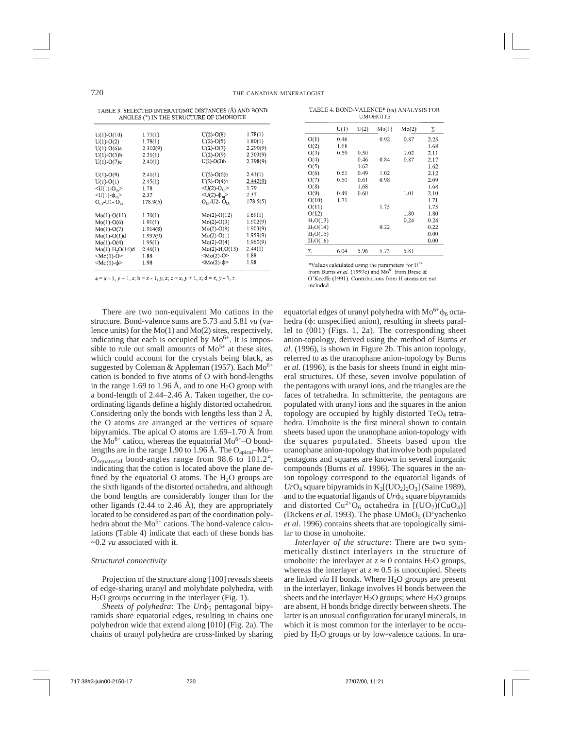TABLE 3. SELECTED INTERATOMIC DISTANCES (Å) AND BOND ANGLES (°) IN THE STRUCTURE OF UMOHOITE

| | | | |
|---|---|---|---|
| U(1)-O(10) | 1.77(1) | U(2)-O(8) | 1.78(1) |
| U(1)-O(2) | 1.78(1) | U(2)-O(5) | 1.80(1) |
| U(1)-O(6)a | 2.302(9) | U(2)-O(7) | 2.290(9) |
| U(1)-O(3)b | 2.31(1) | U(2)-O(9) | 2.303(9) |
| U(1)-O(7)c | 2.40(1) | U(2)-O(3)b | 2.398(9) |
| U(1)-O(9) | 2.41(1) | U(2)-O(6)b | 2.41(1) |
| U(1)-O(1) | 2.45(1) | U(2)-O(4)b | 2.442(9) |
| $<U(1)-O_{Ur}>$ | 1.78 | $<U(2)-O_{Ur}>$ | 1.79 |
| $<U(1)-\phi_{eq}>$ | 2.37 | $<U(2)-\phi_{eq}>$ | 2.37 |
| $O_{Ur}$-U1-$O_{Ur}$ | 178.9(5) | $O_{Ur}$-U2-$O_{Ur}$ | 178.5(5) |
| Mo(1)-O(11) | 1.70(1) | Mo(2)-O(12) | 1.69(1) |
| Mo(1)-O(6) | 1.91(1) | Mo(2)-O(3) | 1.902(9) |
| Mo(1)-O(7) | 1.914(8) | Mo(2)-O(9) | 1.903(9) |
| Mo(1)-O(1)d | 1.937(9) | Mo(2)-O(1) | 1.959(9) |
| Mo(1)-O(4) | 1.95(1) | Mo(2)-O(4) | 1.960(9) |
| Mo(1)-$H_2O$(14)d | 2.46(1) | Mo(2)-$H_2O$(13) | 2.44(1) |
| <Mo(1)-O> | 1.88 | <Mo(2)-O> | 1.88 |
| <Mo(1)-$\phi$> | 1.98 | <Mo(2)-$\phi$> | 1.98 |

a = *x* - 1, *y* + 1, *z*; b = *x* - 1, *y*, *z*; c = *x*, *y* + 1, *z*; d = *x*, *y* - 1, *z*.

TABLE 4. BOND-VALENCE* (*vu*) ANALYSIS FOR UMOHOITE

| | U(1) | U(2) | Mo(1) | Mo(2) | Σ |
|---|---|---|---|---|---|
| O(1) | 0.46 | | 0.92 | 0.87 | 2.25 |
| O(2) | 1.68 | | | | 1.68 |
| O(3) | 0.59 | 0.50 | | 1.02 | 2.11 |
| O(4) | | 0.46 | 0.84 | 0.87 | 2.17 |
| O(5) | | 1.62 | | | 1.62 |
| O(6) | 0.61 | 0.49 | 1.02 | | 2.12 |
| O(7) | 0.50 | 0.61 | 0.98 | | 2.09 |
| O(8) | | 1.68 | | | 1.68 |
| O(9) | 0.49 | 0.60 | | 1.01 | 2.10 |
| O(10) | 1.71 | | | | 1.71 |
| O(11) | | | 1.75 | | 1.75 |
| O(12) | | | | 1.80 | 1.80 |
| $H_2O$(13) | | | | 0.24 | 0.24 |
| $H_2O$(14) | | | 0.22 | | 0.22 |
| $H_2O$(15) | | | | | 0.00 |
| $H_2O$(16) | | | | | 0.00 |
| Σ | 6.04 | 5.96 | 5.73 | 5.81 | |

*Values calculated using the parameters for $U^{6+}$ from Burns *et al.* (1997c) and $Mo^{6+}$ from Brese & O'Keeffe (1991). Contributions from H atoms are not included.

There are two non-equivalent Mo cations in the structure. Bond-valence sums are 5.73 and 5.81 *vu* (valence units) for the Mo(1) and Mo(2) sites, respectively, indicating that each is occupied by $Mo^{6+}$. It is impossible to rule out small amounts of $Mo^{5+}$ at these sites, which could account for the crystals being black, as suggested by Coleman & Appleman (1957). Each $Mo^{6+}$ cation is bonded to five atoms of O with bond-lengths in the range 1.69 to 1.96 Å, and to one $H_2O$ group with a bond-length of 2.44–2.46 Å. Taken together, the coordinating ligands define a highly distorted octahedron. Considering only the bonds with lengths less than 2 Å, the O atoms are arranged at the vertices of square bipyramids. The apical O atoms are 1.69–1.70 Å from the $Mo^{6+}$ cation, whereas the equatorial $Mo^{6+}$–O bond-lengths are in the range 1.90 to 1.96 Å. The $O_{apical}$–Mo–$O_{equatorial}$ bond-angles range from 98.6 to 101.2°, indicating that the cation is located above the plane defined by the equatorial O atoms. The $H_2O$ groups are the sixth ligands of the distorted octahedra, and although the bond lengths are considerably longer than for the other ligands (2.44 to 2.46 Å), they are appropriately located to be considered as part of the coordination polyhedra about the $Mo^{6+}$ cations. The bond-valence calculations (Table 4) indicate that each of these bonds has ~0.2 *vu* associated with it.

### Structural connectivity

Projection of the structure along [100] reveals sheets of edge-sharing uranyl and molybdate polyhedra, with $H_2O$ groups occurring in the interlayer (Fig. 1).

*Sheets of polyhedra*: The $Ur\phi_5$ pentagonal bipyramids share equatorial edges, resulting in chains one polyhedron wide that extend along [010] (Fig. 2a). The chains of uranyl polyhedra are cross-linked by sharing equatorial edges of uranyl polyhedra with $Mo^{6+}\phi_6$ octahedra ($\phi$: unspecified anion), resulting in sheets parallel to (001) (Figs. 1, 2a). The corresponding sheet anion-topology, derived using the method of Burns *et al.* (1996), is shown in Figure 2b. This anion topology, referred to as the uranophane anion-topology by Burns *et al.* (1996), is the basis for sheets found in eight mineral structures. Of these, seven involve population of the pentagons with uranyl ions, and the triangles are the faces of tetrahedra. In schmitterite, the pentagons are populated with uranyl ions and the squares in the anion topology are occupied by highly distorted $TeO_4$ tetrahedra. Umohoite is the first mineral shown to contain sheets based upon the uranophane anion-topology with the squares populated. Sheets based upon the uranophane anion-topology that involve both populated pentagons and squares are known in several inorganic compounds (Burns *et al.* 1996). The squares in the anion topology correspond to the equatorial ligands of $UrO_4$ square bipyramids in $K_2[(UO_2)_2O_3]$ (Saine 1989), and to the equatorial ligands of $Ur\phi_4$ square bipyramids and distorted $Cu^{2+}O_6$ octahedra in $[(UO_2)(CuO_4)]$ (Dickens *et al.* 1993). The phase $UMoO_5$ (D'yachenko *et al.* 1996) contains sheets that are topologically similar to those in umohoite.

*Interlayer of the structure*: There are two symmetically distinct interlayers in the structure of umohoite: the interlayer at $z \approx 0$ contains $H_2O$ groups, whereas the interlayer at $z \approx 0.5$ is unoccupied. Sheets are linked *via* H bonds. Where $H_2O$ groups are present in the interlayer, linkage involves H bonds between the sheets and the interlayer $H_2O$ groups; where $H_2O$ groups are absent, H bonds bridge directly between sheets. The latter is an unusual configuration for uranyl minerals, in which it is most common for the interlayer to be occupied by $H_2O$ groups or by low-valence cations. In ura-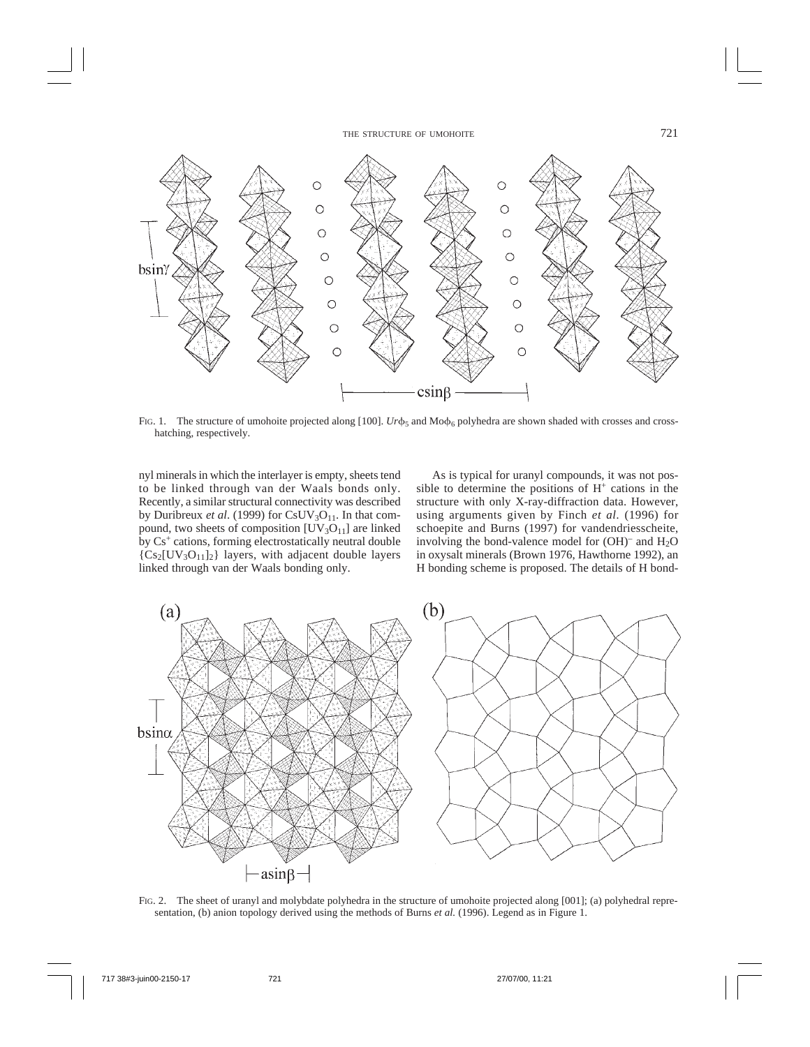FIG. 1. The structure of umohoite projected along [100]. $Ur\phi_5$ and $Mo\phi_6$ polyhedra are shown shaded with crosses and cross-hatching, respectively.

nyl minerals in which the interlayer is empty, sheets tend to be linked through van der Waals bonds only. Recently, a similar structural connectivity was described by Duribreux *et al.* (1999) for $CsUV_3O_{11}$. In that compound, two sheets of composition $[UV_3O_{11}]$ are linked by $Cs^+$ cations, forming electrostatically neutral double $\{Cs_2[UV_3O_{11}]_2\}$ layers, with adjacent double layers linked through van der Waals bonding only.

As is typical for uranyl compounds, it was not possible to determine the positions of $H^+$ cations in the structure with only X-ray-diffraction data. However, using arguments given by Finch *et al.* (1996) for schoepite and Burns (1997) for vandendriesscheite, involving the bond-valence model for $(OH)^-$ and $H_2O$ in oxysalt minerals (Brown 1976, Hawthorne 1992), an H bonding scheme is proposed. The details of H bond-

FIG. 2. The sheet of uranyl and molybdate polyhedra in the structure of umohoite projected along [001]; (a) polyhedral representation, (b) anion topology derived using the methods of Burns *et al.* (1996). Legend as in Figure 1.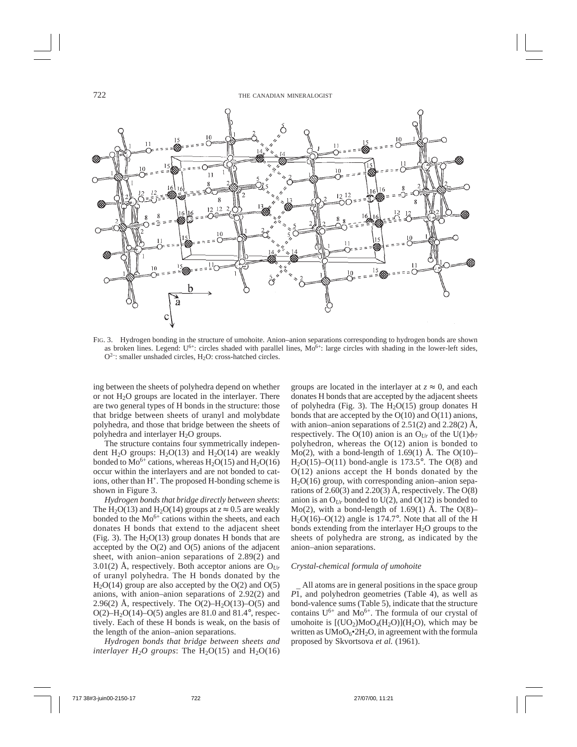FIG. 3. Hydrogen bonding in the structure of umohoite. Anion–anion separations corresponding to hydrogen bonds are shown as broken lines. Legend: $U^{6+}$: circles shaded with parallel lines, $Mo^{6+}$: large circles with shading in the lower-left sides, $O^{2-}$: smaller unshaded circles, $H_2O$: cross-hatched circles.

ing between the sheets of polyhedra depend on whether or not $H_2O$ groups are located in the interlayer. There are two general types of H bonds in the structure: those that bridge between sheets of uranyl and molybdate polyhedra, and those that bridge between the sheets of polyhedra and interlayer $H_2O$ groups.

The structure contains four symmetrically independent $H_2O$ groups: $H_2O(13)$ and $H_2O(14)$ are weakly bonded to $Mo^{6+}$ cations, whereas $H_2O(15)$ and $H_2O(16)$ occur within the interlayers and are not bonded to cations, other than $H^+$. The proposed H-bonding scheme is shown in Figure 3.

*Hydrogen bonds that bridge directly between sheets*: The $H_2O(13)$ and $H_2O(14)$ groups at $z \approx 0.5$ are weakly bonded to the $Mo^{6+}$ cations within the sheets, and each donates H bonds that extend to the adjacent sheet (Fig. 3). The $H_2O(13)$ group donates H bonds that are accepted by the O(2) and O(5) anions of the adjacent sheet, with anion–anion separations of 2.89(2) and 3.01(2) Å, respectively. Both acceptor anions are $O_{Ur}$ of uranyl polyhedra. The H bonds donated by the $H_2O(14)$ group are also accepted by the O(2) and O(5) anions, with anion–anion separations of 2.92(2) and 2.96(2) Å, respectively. The O(2)–$H_2O(13)$–O(5) and O(2)–$H_2O(14)$–O(5) angles are 81.0 and 81.4°, respectively. Each of these H bonds is weak, on the basis of the length of the anion–anion separations.

*Hydrogen bonds that bridge between sheets and interlayer $H_2O$ groups*: The $H_2O(15)$ and $H_2O(16)$ groups are located in the interlayer at $z \approx 0$, and each donates H bonds that are accepted by the adjacent sheets of polyhedra (Fig. 3). The $H_2O(15)$ group donates H bonds that are accepted by the O(10) and O(11) anions, with anion–anion separations of 2.51(2) and 2.28(2) Å, respectively. The O(10) anion is an $O_{Ur}$ of the U(1)$\phi_7$ polyhedron, whereas the O(12) anion is bonded to Mo(2), with a bond-length of 1.69(1) Å. The O(10)–$H_2O(15)$–O(11) bond-angle is 173.5°. The O(8) and O(12) anions accept the H bonds donated by the $H_2O(16)$ group, with corresponding anion–anion separations of 2.60(3) and 2.20(3) Å, respectively. The O(8) anion is an $O_{Ur}$ bonded to U(2), and O(12) is bonded to Mo(2), with a bond-length of 1.69(1) Å. The O(8)–$H_2O(16)$–O(12) angle is 174.7°. Note that all of the H bonds extending from the interlayer $H_2O$ groups to the sheets of polyhedra are strong, as indicated by the anion–anion separations.

### *Crystal-chemical formula of umohoite*

All atoms are in general positions in the space group $P\bar{1}$, and polyhedron geometries (Table 4), as well as bond-valence sums (Table 5), indicate that the structure contains $U^{6+}$ and $Mo^{6+}$. The formula of our crystal of umohoite is $[(UO_2)MoO_4(H_2O)](H_2O)$, which may be written as $UMoO_6{\bullet}2H_2O$, in agreement with the formula proposed by Skvortsova *et al.* (1961).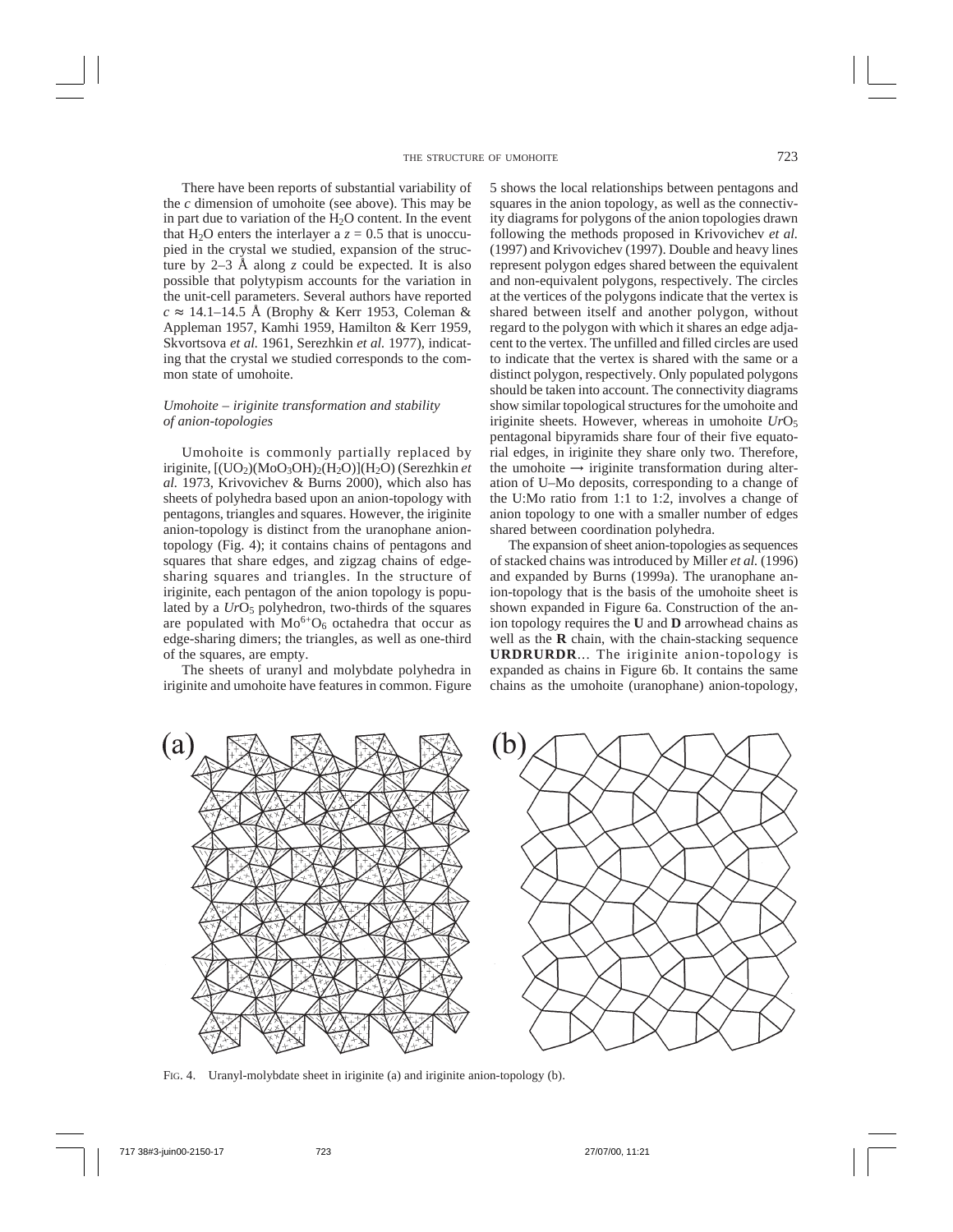There have been reports of substantial variability of the *c* dimension of umohoite (see above). This may be in part due to variation of the $H_2O$ content. In the event that $H_2O$ enters the interlayer a $z = 0.5$ that is unoccupied in the crystal we studied, expansion of the structure by 2–3 Å along *z* could be expected. It is also possible that polytypism accounts for the variation in the unit-cell parameters. Several authors have reported $c \approx 14.1$–$14.5$ Å (Brophy & Kerr 1953, Coleman & Appleman 1957, Kamhi 1959, Hamilton & Kerr 1959, Skvortsova *et al.* 1961, Serezhkin *et al.* 1977), indicating that the crystal we studied corresponds to the common state of umohoite.

### *Umohoite – iriginite transformation and stability of anion-topologies*

Umohoite is commonly partially replaced by iriginite, $[(UO_2)(MoO_3OH)_2(H_2O)](H_2O)$ (Serezhkin *et al.* 1973, Krivovichev & Burns 2000), which also has sheets of polyhedra based upon an anion-topology with pentagons, triangles and squares. However, the iriginite anion-topology is distinct from the uranophane anion-topology (Fig. 4); it contains chains of pentagons and squares that share edges, and zigzag chains of edge-sharing squares and triangles. In the structure of iriginite, each pentagon of the anion topology is populated by a $UrO_5$ polyhedron, two-thirds of the squares are populated with $Mo^{6+}O_6$ octahedra that occur as edge-sharing dimers; the triangles, as well as one-third of the squares, are empty.

The sheets of uranyl and molybdate polyhedra in iriginite and umohoite have features in common. Figure 5 shows the local relationships between pentagons and squares in the anion topology, as well as the connectivity diagrams for polygons of the anion topologies drawn following the methods proposed in Krivovichev *et al.* (1997) and Krivovichev (1997). Double and heavy lines represent polygon edges shared between the equivalent and non-equivalent polygons, respectively. The circles at the vertices of the polygons indicate that the vertex is shared between itself and another polygon, without regard to the polygon with which it shares an edge adjacent to the vertex. The unfilled and filled circles are used to indicate that the vertex is shared with the same or a distinct polygon, respectively. Only populated polygons should be taken into account. The connectivity diagrams show similar topological structures for the umohoite and iriginite sheets. However, whereas in umohoite $UrO_5$ pentagonal bipyramids share four of their five equatorial edges, in iriginite they share only two. Therefore, the umohoite → iriginite transformation during alteration of U–Mo deposits, corresponding to a change of the U:Mo ratio from 1:1 to 1:2, involves a change of anion topology to one with a smaller number of edges shared between coordination polyhedra.

The expansion of sheet anion-topologies as sequences of stacked chains was introduced by Miller *et al.* (1996) and expanded by Burns (1999a). The uranophane anion-topology that is the basis of the umohoite sheet is shown expanded in Figure 6a. Construction of the anion topology requires the **U** and **D** arrowhead chains as well as the **R** chain, with the chain-stacking sequence **URDRURDR**... The iriginite anion-topology is expanded as chains in Figure 6b. It contains the same chains as the umohoite (uranophane) anion-topology,

(a)

(b)

FIG. 4. Uranyl-molybdate sheet in iriginite (a) and iriginite anion-topology (b).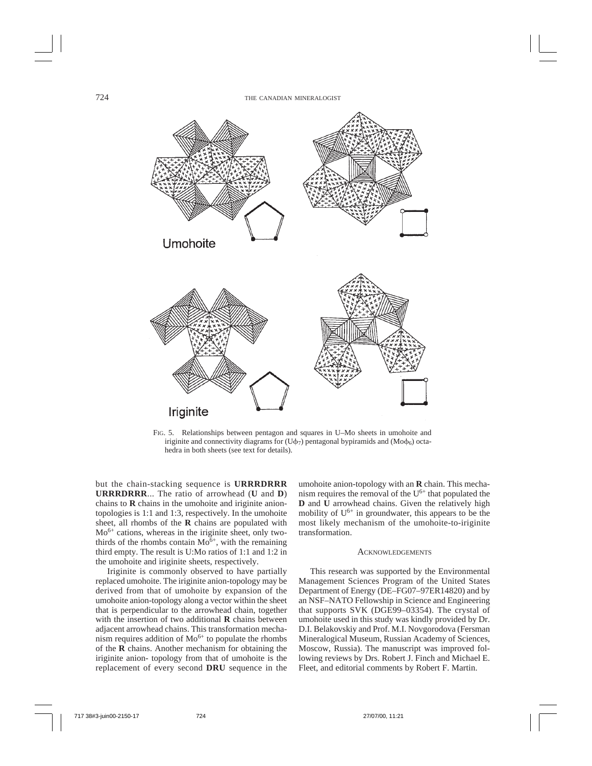Umohoite

Iriginite

FIG. 5. Relationships between pentagon and squares in U–Mo sheets in umohoite and iriginite and connectivity diagrams for ($U\phi_7$) pentagonal bypiramids and ($Mo\phi_6$) octahedra in both sheets (see text for details).

but the chain-stacking sequence is **URRRDRRR URRRDRRR**... The ratio of arrowhead (**U** and **D**) chains to **R** chains in the umohoite and iriginite anion-topologies is 1:1 and 1:3, respectively. In the umohoite sheet, all rhombs of the **R** chains are populated with $Mo^{6+}$ cations, whereas in the iriginite sheet, only two-thirds of the rhombs contain $Mo^{6+}$, with the remaining third empty. The result is U:Mo ratios of 1:1 and 1:2 in the umohoite and iriginite sheets, respectively.

Iriginite is commonly observed to have partially replaced umohoite. The iriginite anion-topology may be derived from that of umohoite by expansion of the umohoite anion-topology along a vector within the sheet that is perpendicular to the arrowhead chain, together with the insertion of two additional **R** chains between adjacent arrowhead chains. This transformation mechanism requires addition of $Mo^{6+}$ to populate the rhombs of the **R** chains. Another mechanism for obtaining the iriginite anion- topology from that of umohoite is the replacement of every second **DRU** sequence in the umohoite anion-topology with an **R** chain. This mechanism requires the removal of the $U^{6+}$ that populated the **D** and **U** arrowhead chains. Given the relatively high mobility of $U^{6+}$ in groundwater, this appears to be the most likely mechanism of the umohoite-to-iriginite transformation.

## ACKNOWLEDGEMENTS

This research was supported by the Environmental Management Sciences Program of the United States Department of Energy (DE–FG07–97ER14820) and by an NSF–NATO Fellowship in Science and Engineering that supports SVK (DGE99–03354). The crystal of umohoite used in this study was kindly provided by Dr. D.I. Belakovskiy and Prof. M.I. Novgorodova (Fersman Mineralogical Museum, Russian Academy of Sciences, Moscow, Russia). The manuscript was improved following reviews by Drs. Robert J. Finch and Michael E. Fleet, and editorial comments by Robert F. Martin.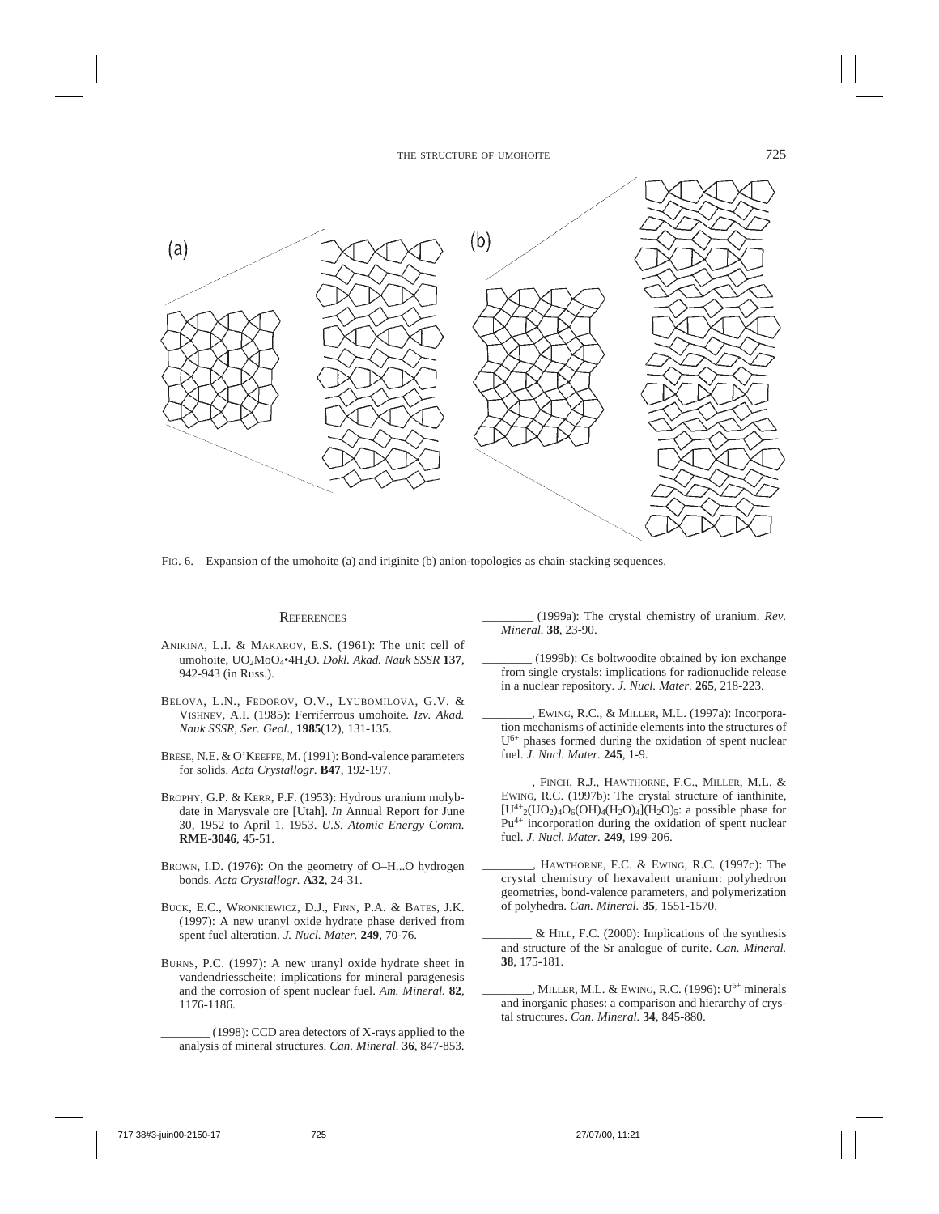(a)

(b)

FIG. 6. Expansion of the umohoite (a) and iriginite (b) anion-topologies as chain-stacking sequences.

## REFERENCES

ANIKINA, L.I. & MAKAROV, E.S. (1961): The unit cell of umohoite, $UO_2MoO_4 \cdot 4H_2O$. *Dokl. Akad. Nauk SSSR* **137**, 942-943 (in Russ.).

BELOVA, L.N., FEDOROV, O.V., LYUBOMILOVA, G.V. & VISHNEV, A.I. (1985): Ferriferrous umohoite. *Izv. Akad. Nauk SSSR, Ser. Geol.*, **1985**(12), 131-135.

BRESE, N.E. & O'KEEFFE, M. (1991): Bond-valence parameters for solids. *Acta Crystallogr.* **B47**, 192-197.

BROPHY, G.P. & KERR, P.F. (1953): Hydrous uranium molybdate in Marysvale ore [Utah]. *In* Annual Report for June 30, 1952 to April 1, 1953. *U.S. Atomic Energy Comm.* **RME-3046**, 45-51.

BROWN, I.D. (1976): On the geometry of O–H...O hydrogen bonds. *Acta Crystallogr.* **A32**, 24-31.

BUCK, E.C., WRONKIEWICZ, D.J., FINN, P.A. & BATES, J.K. (1997): A new uranyl oxide hydrate phase derived from spent fuel alteration. *J. Nucl. Mater.* **249**, 70-76.

BURNS, P.C. (1997): A new uranyl oxide hydrate sheet in vandendriesscheite: implications for mineral paragenesis and the corrosion of spent nuclear fuel. *Am. Mineral.* **82**, 1176-1186.

________ (1998): CCD area detectors of X-rays applied to the analysis of mineral structures. *Can. Mineral.* **36**, 847-853.

________ (1999a): The crystal chemistry of uranium. *Rev. Mineral.* **38**, 23-90.

________ (1999b): Cs boltwoodite obtained by ion exchange from single crystals: implications for radionuclide release in a nuclear repository. *J. Nucl. Mater.* **265**, 218-223.

________, EWING, R.C., & MILLER, M.L. (1997a): Incorporation mechanisms of actinide elements into the structures of $U^{6+}$ phases formed during the oxidation of spent nuclear fuel. *J. Nucl. Mater.* **245**, 1-9.

________, FINCH, R.J., HAWTHORNE, F.C., MILLER, M.L. & EWING, R.C. (1997b): The crystal structure of ianthinite, $[U^{4+}_2(UO_2)_4O_6(OH)_4(H_2O)_4](H_2O)_5$: a possible phase for $Pu^{4+}$ incorporation during the oxidation of spent nuclear fuel. *J. Nucl. Mater.* **249**, 199-206.

________, HAWTHORNE, F.C. & EWING, R.C. (1997c): The crystal chemistry of hexavalent uranium: polyhedron geometries, bond-valence parameters, and polymerization of polyhedra. *Can. Mineral.* **35**, 1551-1570.

________ & HILL, F.C. (2000): Implications of the synthesis and structure of the Sr analogue of curite. *Can. Mineral.* **38**, 175-181.

________, MILLER, M.L. & EWING, R.C. (1996): $U^{6+}$ minerals and inorganic phases: a comparison and hierarchy of crystal structures. *Can. Mineral.* **34**, 845-880.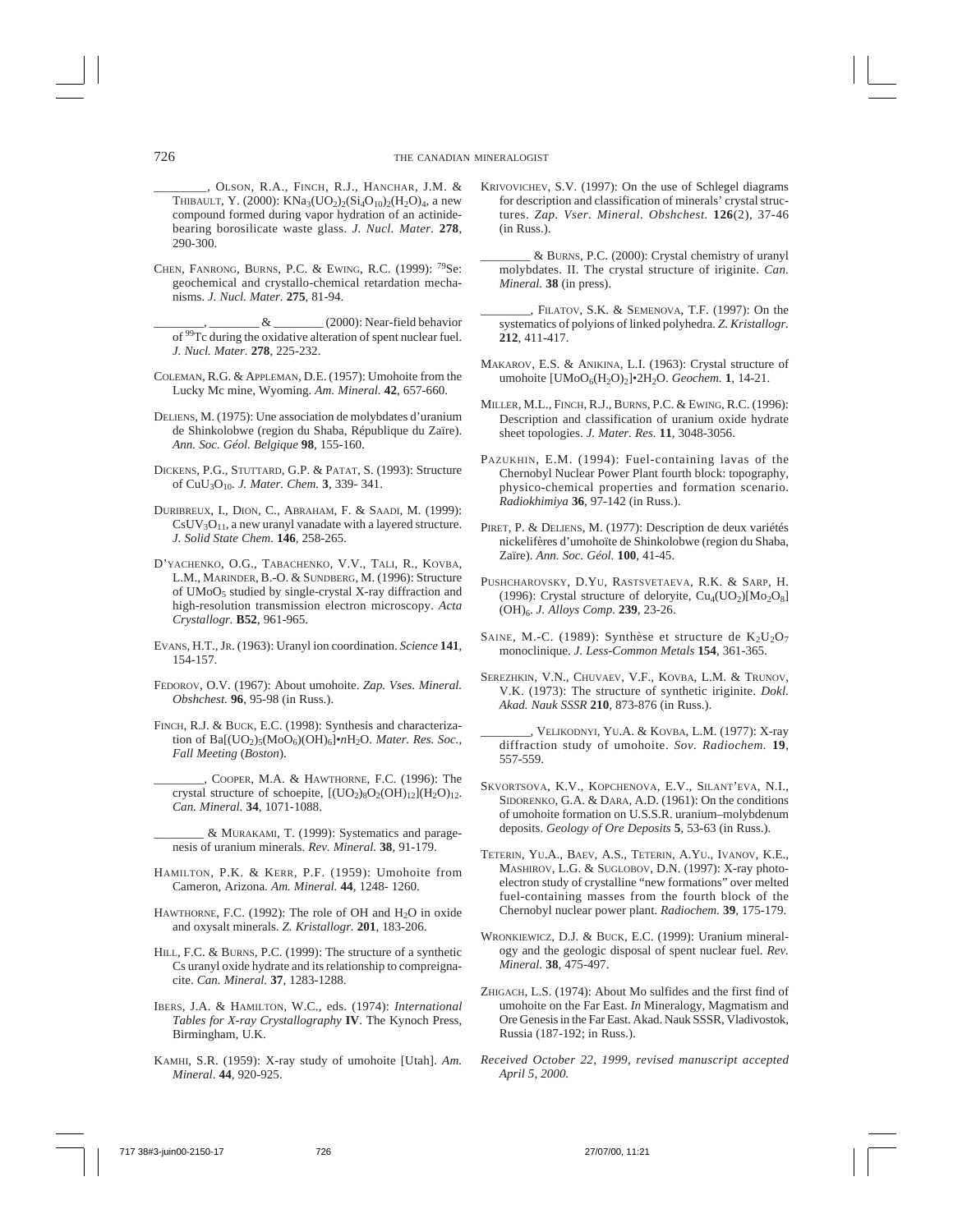________, OLSON, R.A., FINCH, R.J., HANCHAR, J.M. & THIBAULT, Y. (2000): $KNa_3(UO_2)_2(Si_4O_{10})_2(H_2O)_4$, a new compound formed during vapor hydration of an actinide-bearing borosilicate waste glass. *J. Nucl. Mater.* **278**, 290-300.

CHEN, FANRONG, BURNS, P.C. & EWING, R.C. (1999): $^{79}Se$: geochemical and crystallo-chemical retardation mechanisms. *J. Nucl. Mater.* **275**, 81-94.

________, ________ & ________ (2000): Near-field behavior of $^{99}Tc$ during the oxidative alteration of spent nuclear fuel. *J. Nucl. Mater.* **278**, 225-232.

COLEMAN, R.G. & APPLEMAN, D.E. (1957): Umohoite from the Lucky Mc mine, Wyoming. *Am. Mineral.* **42**, 657-660.

DELIENS, M. (1975): Une association de molybdates d'uranium de Shinkolobwe (region du Shaba, République du Zaïre). *Ann. Soc. Géol. Belgique* **98**, 155-160.

DICKENS, P.G., STUTTARD, G.P. & PATAT, S. (1993): Structure of $CuU_3O_{10}$. *J. Mater. Chem.* **3**, 339- 341.

DURIBREUX, I., DION, C., ABRAHAM, F. & SAADI, M. (1999): $CsUV_3O_{11}$, a new uranyl vanadate with a layered structure. *J. Solid State Chem*. **146**, 258-265.

D'YACHENKO, O.G., TABACHENKO, V.V., TALI, R., KOVBA, L.M., MARINDER, B.-O. & SUNDBERG, M. (1996): Structure of $UMoO_5$ studied by single-crystal X-ray diffraction and high-resolution transmission electron microscopy. *Acta Crystallogr.* **B52**, 961-965.

EVANS, H.T., JR. (1963): Uranyl ion coordination. *Science* **141**, 154-157.

FEDOROV, O.V. (1967): About umohoite. *Zap. Vses. Mineral. Obshchest.* **96**, 95-98 (in Russ.).

FINCH, R.J. & BUCK, E.C. (1998): Synthesis and characterization of $Ba[(UO_2)_5(MoO_6)(OH)_6]•nH_2O$. *Mater. Res. Soc., Fall Meeting* (*Boston*).

________, COOPER, M.A. & HAWTHORNE, F.C. (1996): The crystal structure of schoepite, $[(UO_2)_8O_2(OH)_{12}](H_2O)_{12}$. *Can. Mineral.* **34**, 1071-1088.

________ & MURAKAMI, T. (1999): Systematics and paragenesis of uranium minerals. *Rev. Mineral.* **38**, 91-179.

HAMILTON, P.K. & KERR, P.F. (1959): Umohoite from Cameron, Arizona. *Am. Mineral.* **44**, 1248- 1260.

HAWTHORNE, F.C. (1992): The role of OH and $H_2O$ in oxide and oxysalt minerals. *Z. Kristallogr.* **201**, 183-206.

HILL, F.C. & BURNS, P.C. (1999): The structure of a synthetic Cs uranyl oxide hydrate and its relationship to compreignacite. *Can. Mineral.* **37**, 1283-1288.

IBERS, J.A. & HAMILTON, W.C., eds. (1974): *International Tables for X-ray Crystallography* **IV**. The Kynoch Press, Birmingham, U.K.

KAMHI, S.R. (1959): X-ray study of umohoite [Utah]. *Am. Mineral*. **44**, 920-925.

KRIVOVICHEV, S.V. (1997): On the use of Schlegel diagrams for description and classification of minerals' crystal structures. *Zap. Vser. Mineral. Obshchest.* **126**(2), 37-46 (in Russ.).

________ & BURNS, P.C. (2000): Crystal chemistry of uranyl molybdates. II. The crystal structure of iriginite. *Can. Mineral.* **38** (in press).

________, FILATOV, S.K. & SEMENOVA, T.F. (1997): On the systematics of polyions of linked polyhedra. *Z. Kristallogr.* **212**, 411-417.

MAKAROV, E.S. & ANIKINA, L.I. (1963): Crystal structure of umohoite $[UMoO_6(H_2O)_2]•2H_2O$. *Geochem.* **1**, 14-21.

MILLER, M.L., FINCH, R.J., BURNS, P.C. & EWING, R.C. (1996): Description and classification of uranium oxide hydrate sheet topologies. *J. Mater. Res.* **11**, 3048-3056.

PAZUKHIN, E.M. (1994): Fuel-containing lavas of the Chernobyl Nuclear Power Plant fourth block: topography, physico-chemical properties and formation scenario. *Radiokhimiya* **36**, 97-142 (in Russ.).

PIRET, P. & DELIENS, M. (1977): Description de deux variétés nickelifères d'umohoïte de Shinkolobwe (region du Shaba, Zaïre). *Ann. Soc. Géol.* **100**, 41-45.

PUSHCHAROVSKY, D.YU, RASTSVETAEVA, R.K. & SARP, H. (1996): Crystal structure of deloryite, $Cu_4(UO_2)[Mo_2O_8](OH)_6$. *J. Alloys Comp.* **239**, 23-26.

SAINE, M.-C. (1989): Synthèse et structure de $K_2U_2O_7$ monoclinique. *J. Less-Common Metals* **154**, 361-365.

SEREZHKIN, V.N., CHUVAEV, V.F., KOVBA, L.M. & TRUNOV, V.K. (1973): The structure of synthetic iriginite. *Dokl. Akad. Nauk SSSR* **210**, 873-876 (in Russ.).

________, VELIKODNYI, YU.A. & KOVBA, L.M. (1977): X-ray diffraction study of umohoite. *Sov. Radiochem.* **19**, 557-559.

SKVORTSOVA, K.V., KOPCHENOVA, E.V., SILANT'EVA, N.I., SIDORENKO, G.A. & DARA, A.D. (1961): On the conditions of umohoite formation on U.S.S.R. uranium–molybdenum deposits. *Geology of Ore Deposits* **5**, 53-63 (in Russ.).

TETERIN, YU.A., BAEV, A.S., TETERIN, A.YU., IVANOV, K.E., MASHIROV, L.G. & SUGLOBOV, D.N. (1997): X-ray photoelectron study of crystalline "new formations" over melted fuel-containing masses from the fourth block of the Chernobyl nuclear power plant. *Radiochem.* **39**, 175-179.

WRONKIEWICZ, D.J. & BUCK, E.C. (1999): Uranium mineralogy and the geologic disposal of spent nuclear fuel. *Rev. Mineral.* **38**, 475-497.

ZHIGACH, L.S. (1974): About Mo sulfides and the first find of umohoite on the Far East. *In* Mineralogy, Magmatism and Ore Genesis in the Far East. Akad. Nauk SSSR, Vladivostok, Russia (187-192; in Russ.).

*Received October 22, 1999, revised manuscript accepted April 5, 2000.*